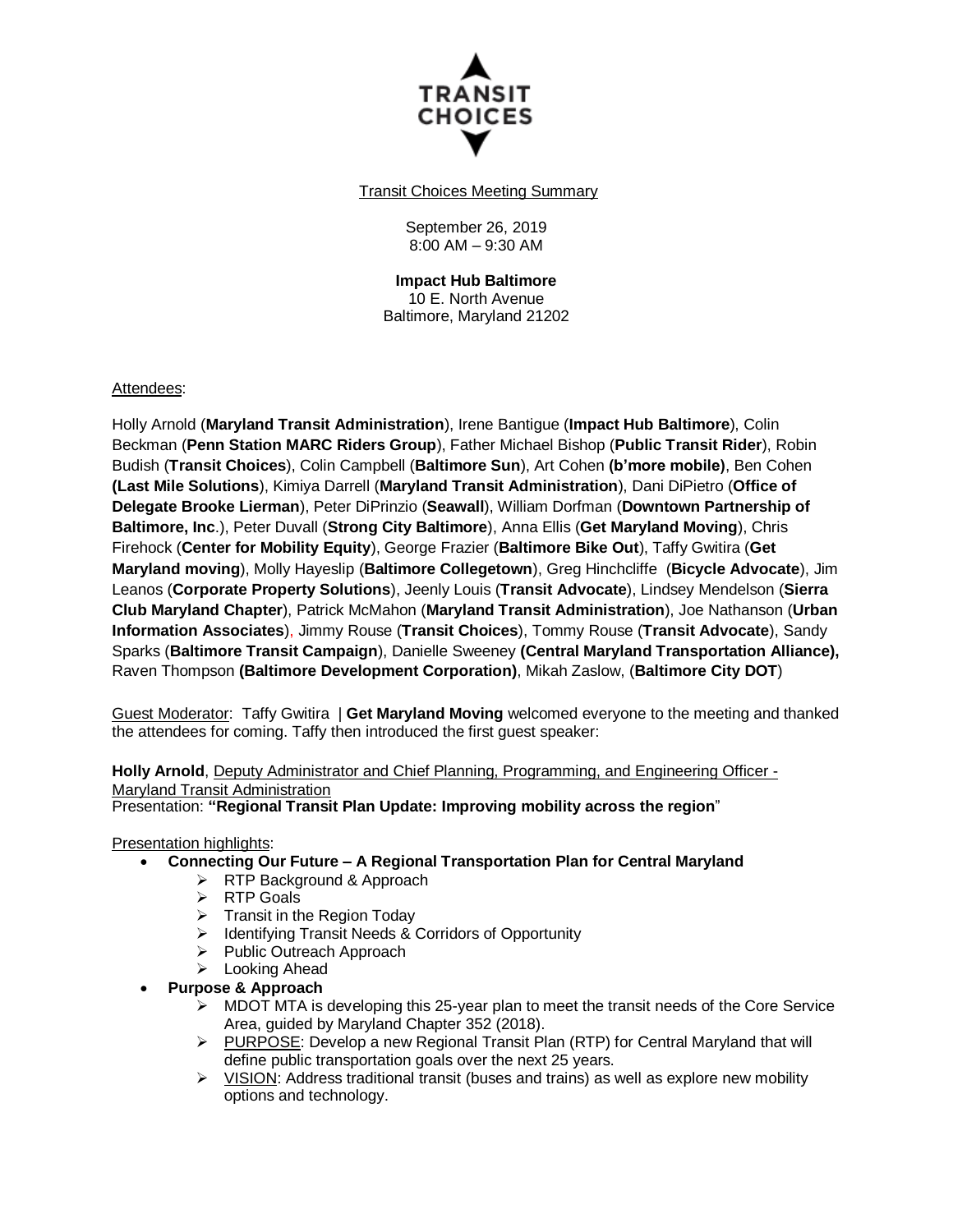TRANSIT CHOICES

Transit Choices Meeting Summary

September 26, 2019
8:00 AM – 9:30 AM

**Impact Hub Baltimore**
10 E. North Avenue
Baltimore, Maryland 21202

Attendees:

Holly Arnold (**Maryland Transit Administration**), Irene Bantigue (**Impact Hub Baltimore**), Colin Beckman (**Penn Station MARC Riders Group**), Father Michael Bishop (**Public Transit Rider**), Robin Budish (**Transit Choices**), Colin Campbell (**Baltimore Sun**), Art Cohen **(b'more mobile)**, Ben Cohen **(Last Mile Solutions**), Kimiya Darrell (**Maryland Transit Administration**), Dani DiPietro (**Office of Delegate Brooke Lierman**), Peter DiPrinzio (**Seawall**), William Dorfman (**Downtown Partnership of Baltimore, Inc**.), Peter Duvall (**Strong City Baltimore**), Anna Ellis (**Get Maryland Moving**), Chris Firehock (**Center for Mobility Equity**), George Frazier (**Baltimore Bike Out**), Taffy Gwitira (**Get Maryland moving**), Molly Hayeslip (**Baltimore Collegetown**), Greg Hinchcliffe (**Bicycle Advocate**), Jim Leanos (**Corporate Property Solutions**), Jeenly Louis (**Transit Advocate**), Lindsey Mendelson (**Sierra Club Maryland Chapter**), Patrick McMahon (**Maryland Transit Administration**), Joe Nathanson (**Urban Information Associates**), Jimmy Rouse (**Transit Choices**), Tommy Rouse (**Transit Advocate**), Sandy Sparks (**Baltimore Transit Campaign**), Danielle Sweeney **(Central Maryland Transportation Alliance),** Raven Thompson **(Baltimore Development Corporation)**, Mikah Zaslow, (**Baltimore City DOT**)

Guest Moderator: Taffy Gwitira | **Get Maryland Moving** welcomed everyone to the meeting and thanked the attendees for coming. Taffy then introduced the first guest speaker:

**Holly Arnold**, Deputy Administrator and Chief Planning, Programming, and Engineering Officer - Maryland Transit Administration
Presentation: **"Regional Transit Plan Update: Improving mobility across the region**"

Presentation highlights:

- **Connecting Our Future – A Regional Transportation Plan for Central Maryland**
  - RTP Background & Approach
  - RTP Goals
  - Transit in the Region Today
  - Identifying Transit Needs & Corridors of Opportunity
  - Public Outreach Approach
  - Looking Ahead
- **Purpose & Approach**
  - MDOT MTA is developing this 25-year plan to meet the transit needs of the Core Service Area, guided by Maryland Chapter 352 (2018).
  - PURPOSE: Develop a new Regional Transit Plan (RTP) for Central Maryland that will define public transportation goals over the next 25 years.
  - VISION: Address traditional transit (buses and trains) as well as explore new mobility options and technology.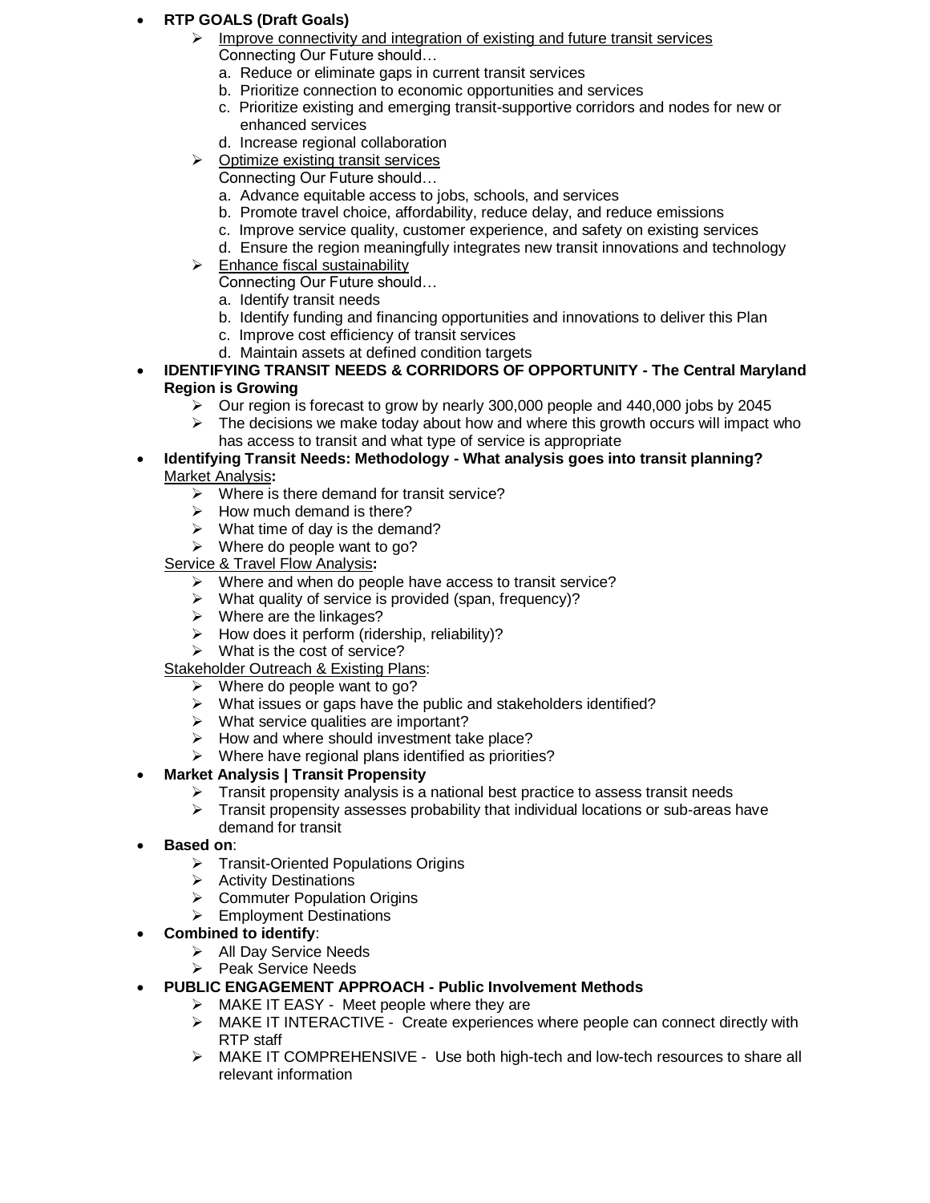- **RTP GOALS (Draft Goals)**
  - <u>Improve connectivity and integration of existing and future transit services</u>
    Connecting Our Future should…
    a. Reduce or eliminate gaps in current transit services
    b. Prioritize connection to economic opportunities and services
    c. Prioritize existing and emerging transit-supportive corridors and nodes for new or enhanced services
    d. Increase regional collaboration
  - <u>Optimize existing transit services</u>
    Connecting Our Future should…
    a. Advance equitable access to jobs, schools, and services
    b. Promote travel choice, affordability, reduce delay, and reduce emissions
    c. Improve service quality, customer experience, and safety on existing services
    d. Ensure the region meaningfully integrates new transit innovations and technology
  - <u>Enhance fiscal sustainability</u>
    Connecting Our Future should…
    a. Identify transit needs
    b. Identify funding and financing opportunities and innovations to deliver this Plan
    c. Improve cost efficiency of transit services
    d. Maintain assets at defined condition targets
- **IDENTIFYING TRANSIT NEEDS & CORRIDORS OF OPPORTUNITY - The Central Maryland Region is Growing**
  - Our region is forecast to grow by nearly 300,000 people and 440,000 jobs by 2045
  - The decisions we make today about how and where this growth occurs will impact who has access to transit and what type of service is appropriate
- **Identifying Transit Needs: Methodology - What analysis goes into transit planning?**
  <u>Market Analysis</u>**:**
  - Where is there demand for transit service?
  - How much demand is there?
  - What time of day is the demand?
  - Where do people want to go?

  <u>Service & Travel Flow Analysis</u>**:**
  - Where and when do people have access to transit service?
  - What quality of service is provided (span, frequency)?
  - Where are the linkages?
  - How does it perform (ridership, reliability)?
  - What is the cost of service?

  <u>Stakeholder Outreach & Existing Plans</u>:
  - Where do people want to go?
  - What issues or gaps have the public and stakeholders identified?
  - What service qualities are important?
  - How and where should investment take place?
  - Where have regional plans identified as priorities?
- **Market Analysis | Transit Propensity**
  - Transit propensity analysis is a national best practice to assess transit needs
  - Transit propensity assesses probability that individual locations or sub-areas have demand for transit
- **Based on**:
  - Transit-Oriented Populations Origins
  - Activity Destinations
  - Commuter Population Origins
  - Employment Destinations
- **Combined to identify**:
  - All Day Service Needs
  - Peak Service Needs
- **PUBLIC ENGAGEMENT APPROACH - Public Involvement Methods**
  - MAKE IT EASY - Meet people where they are
  - MAKE IT INTERACTIVE - Create experiences where people can connect directly with RTP staff
  - MAKE IT COMPREHENSIVE - Use both high-tech and low-tech resources to share all relevant information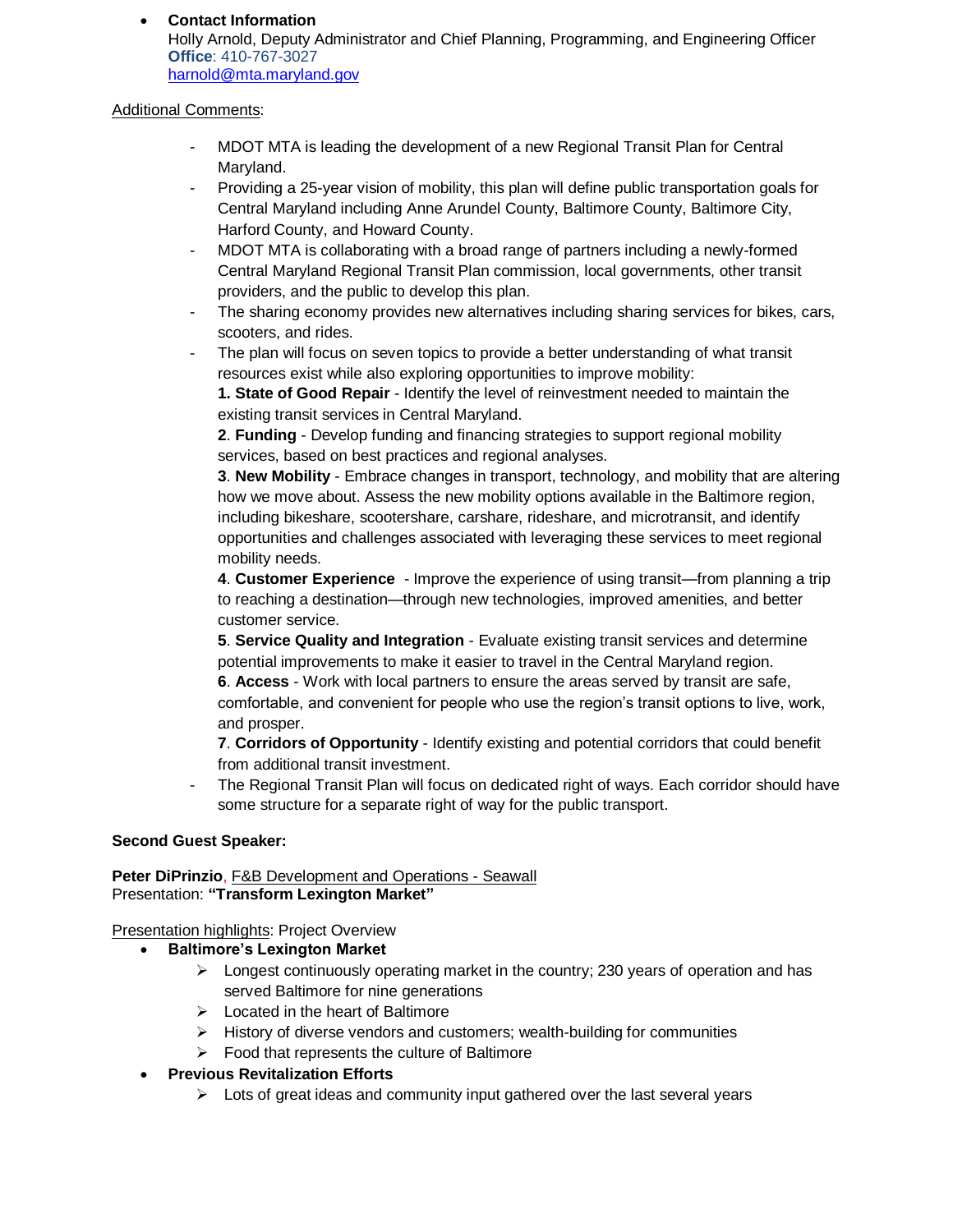- **Contact Information**
  Holly Arnold, Deputy Administrator and Chief Planning, Programming, and Engineering Officer
  **Office**: 410-767-3027
  harnold@mta.maryland.gov

Additional Comments:

- MDOT MTA is leading the development of a new Regional Transit Plan for Central Maryland.
- Providing a 25-year vision of mobility, this plan will define public transportation goals for Central Maryland including Anne Arundel County, Baltimore County, Baltimore City, Harford County, and Howard County.
- MDOT MTA is collaborating with a broad range of partners including a newly-formed Central Maryland Regional Transit Plan commission, local governments, other transit providers, and the public to develop this plan.
- The sharing economy provides new alternatives including sharing services for bikes, cars, scooters, and rides.
- The plan will focus on seven topics to provide a better understanding of what transit resources exist while also exploring opportunities to improve mobility:
  **1. State of Good Repair** - Identify the level of reinvestment needed to maintain the existing transit services in Central Maryland.
  **2**. **Funding** - Develop funding and financing strategies to support regional mobility services, based on best practices and regional analyses.
  **3**. **New Mobility** - Embrace changes in transport, technology, and mobility that are altering how we move about. Assess the new mobility options available in the Baltimore region, including bikeshare, scootershare, carshare, rideshare, and microtransit, and identify opportunities and challenges associated with leveraging these services to meet regional mobility needs.
  **4**. **Customer Experience** - Improve the experience of using transit—from planning a trip to reaching a destination—through new technologies, improved amenities, and better customer service.
  **5**. **Service Quality and Integration** - Evaluate existing transit services and determine potential improvements to make it easier to travel in the Central Maryland region.
  **6**. **Access** - Work with local partners to ensure the areas served by transit are safe, comfortable, and convenient for people who use the region's transit options to live, work, and prosper.
  **7**. **Corridors of Opportunity** - Identify existing and potential corridors that could benefit from additional transit investment.
- The Regional Transit Plan will focus on dedicated right of ways. Each corridor should have some structure for a separate right of way for the public transport.

**Second Guest Speaker:**

**Peter DiPrinzio**, F&B Development and Operations - Seawall
Presentation: **"Transform Lexington Market"**

Presentation highlights: Project Overview

- **Baltimore's Lexington Market**
  - Longest continuously operating market in the country; 230 years of operation and has served Baltimore for nine generations
  - Located in the heart of Baltimore
  - History of diverse vendors and customers; wealth-building for communities
  - Food that represents the culture of Baltimore
- **Previous Revitalization Efforts**
  - Lots of great ideas and community input gathered over the last several years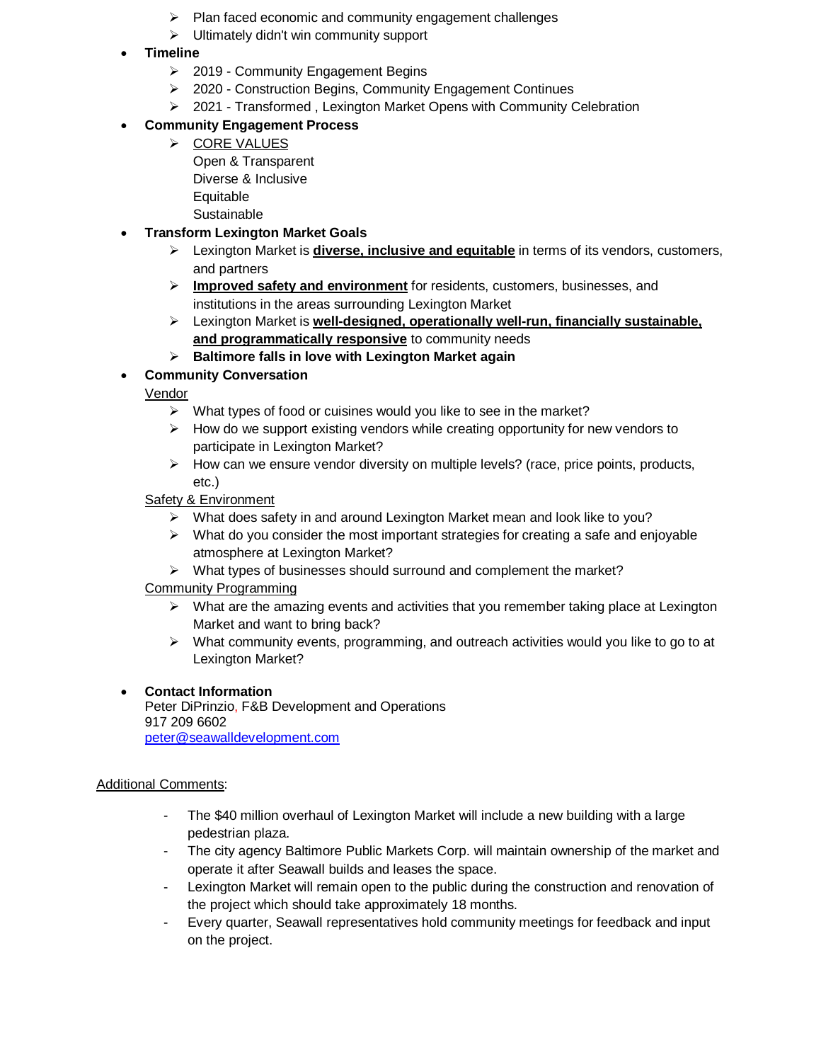- Plan faced economic and community engagement challenges
    - Ultimately didn't win community support

- **Timeline**
    - 2019 - Community Engagement Begins
    - 2020 - Construction Begins, Community Engagement Continues
    - 2021 - Transformed , Lexington Market Opens with Community Celebration
- **Community Engagement Process**
    - <u>CORE VALUES</u>
      Open & Transparent
      Diverse & Inclusive
      Equitable
      Sustainable
- **Transform Lexington Market Goals**
    - Lexington Market is **<u>diverse, inclusive and equitable</u>** in terms of its vendors, customers, and partners
    - **<u>Improved safety and environment</u>** for residents, customers, businesses, and institutions in the areas surrounding Lexington Market
    - Lexington Market is **<u>well-designed, operationally well-run, financially sustainable, and programmatically responsive</u>** to community needs
    - **Baltimore falls in love with Lexington Market again**
- **Community Conversation**

  <u>Vendor</u>
    - What types of food or cuisines would you like to see in the market?
    - How do we support existing vendors while creating opportunity for new vendors to participate in Lexington Market?
    - How can we ensure vendor diversity on multiple levels? (race, price points, products, etc.)

  <u>Safety & Environment</u>
    - What does safety in and around Lexington Market mean and look like to you?
    - What do you consider the most important strategies for creating a safe and enjoyable atmosphere at Lexington Market?
    - What types of businesses should surround and complement the market?

  <u>Community Programming</u>
    - What are the amazing events and activities that you remember taking place at Lexington Market and want to bring back?
    - What community events, programming, and outreach activities would you like to go to at Lexington Market?

- **Contact Information**
  Peter DiPrinzio, F&B Development and Operations
  917 209 6602
  peter@seawalldevelopment.com

<u>Additional Comments</u>:

- The $40 million overhaul of Lexington Market will include a new building with a large pedestrian plaza.
- The city agency Baltimore Public Markets Corp. will maintain ownership of the market and operate it after Seawall builds and leases the space.
- Lexington Market will remain open to the public during the construction and renovation of the project which should take approximately 18 months.
- Every quarter, Seawall representatives hold community meetings for feedback and input on the project.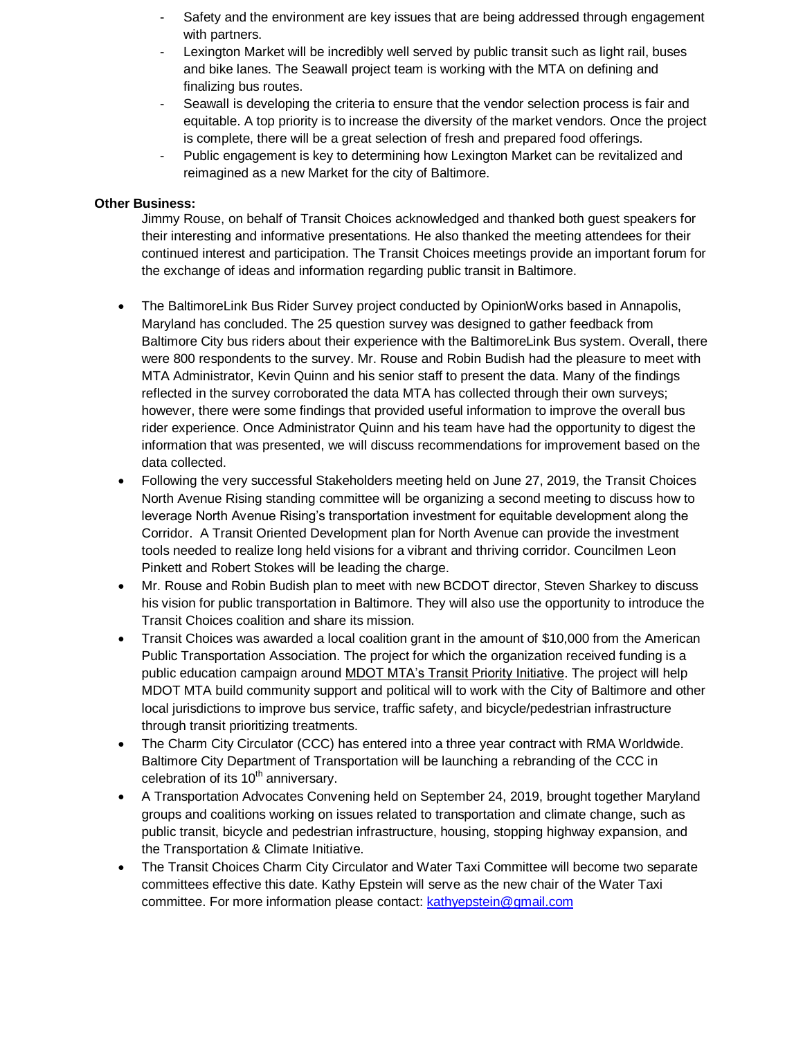- Safety and the environment are key issues that are being addressed through engagement with partners.
- Lexington Market will be incredibly well served by public transit such as light rail, buses and bike lanes. The Seawall project team is working with the MTA on defining and finalizing bus routes.
- Seawall is developing the criteria to ensure that the vendor selection process is fair and equitable. A top priority is to increase the diversity of the market vendors. Once the project is complete, there will be a great selection of fresh and prepared food offerings.
- Public engagement is key to determining how Lexington Market can be revitalized and reimagined as a new Market for the city of Baltimore.

**Other Business:**

Jimmy Rouse, on behalf of Transit Choices acknowledged and thanked both guest speakers for their interesting and informative presentations. He also thanked the meeting attendees for their continued interest and participation. The Transit Choices meetings provide an important forum for the exchange of ideas and information regarding public transit in Baltimore.

- The BaltimoreLink Bus Rider Survey project conducted by OpinionWorks based in Annapolis, Maryland has concluded. The 25 question survey was designed to gather feedback from Baltimore City bus riders about their experience with the BaltimoreLink Bus system. Overall, there were 800 respondents to the survey. Mr. Rouse and Robin Budish had the pleasure to meet with MTA Administrator, Kevin Quinn and his senior staff to present the data. Many of the findings reflected in the survey corroborated the data MTA has collected through their own surveys; however, there were some findings that provided useful information to improve the overall bus rider experience. Once Administrator Quinn and his team have had the opportunity to digest the information that was presented, we will discuss recommendations for improvement based on the data collected.
- Following the very successful Stakeholders meeting held on June 27, 2019, the Transit Choices North Avenue Rising standing committee will be organizing a second meeting to discuss how to leverage North Avenue Rising's transportation investment for equitable development along the Corridor. A Transit Oriented Development plan for North Avenue can provide the investment tools needed to realize long held visions for a vibrant and thriving corridor. Councilmen Leon Pinkett and Robert Stokes will be leading the charge.
- Mr. Rouse and Robin Budish plan to meet with new BCDOT director, Steven Sharkey to discuss his vision for public transportation in Baltimore. They will also use the opportunity to introduce the Transit Choices coalition and share its mission.
- Transit Choices was awarded a local coalition grant in the amount of $10,000 from the American Public Transportation Association. The project for which the organization received funding is a public education campaign around MDOT MTA's Transit Priority Initiative. The project will help MDOT MTA build community support and political will to work with the City of Baltimore and other local jurisdictions to improve bus service, traffic safety, and bicycle/pedestrian infrastructure through transit prioritizing treatments.
- The Charm City Circulator (CCC) has entered into a three year contract with RMA Worldwide. Baltimore City Department of Transportation will be launching a rebranding of the CCC in celebration of its 10th anniversary.
- A Transportation Advocates Convening held on September 24, 2019, brought together Maryland groups and coalitions working on issues related to transportation and climate change, such as public transit, bicycle and pedestrian infrastructure, housing, stopping highway expansion, and the Transportation & Climate Initiative.
- The Transit Choices Charm City Circulator and Water Taxi Committee will become two separate committees effective this date. Kathy Epstein will serve as the new chair of the Water Taxi committee. For more information please contact: kathyepstein@gmail.com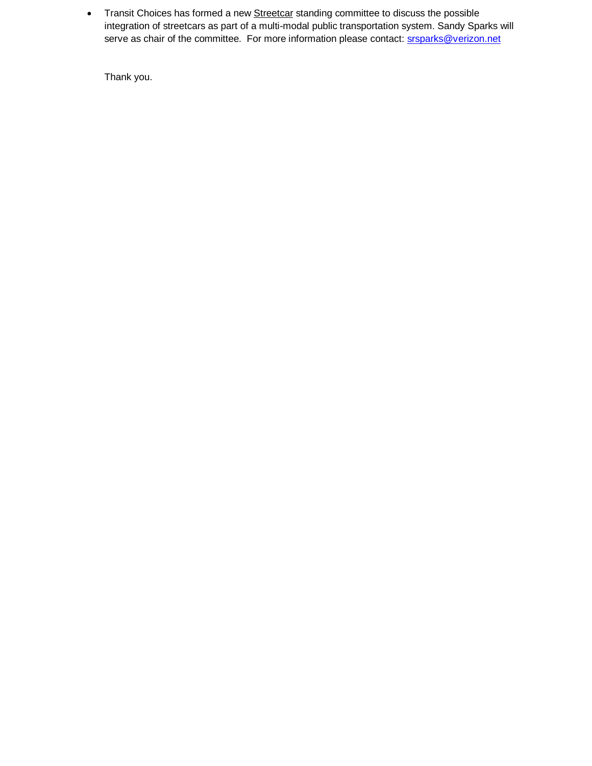- Transit Choices has formed a new Streetcar standing committee to discuss the possible integration of streetcars as part of a multi-modal public transportation system. Sandy Sparks will serve as chair of the committee. For more information please contact: srsparks@verizon.net

Thank you.